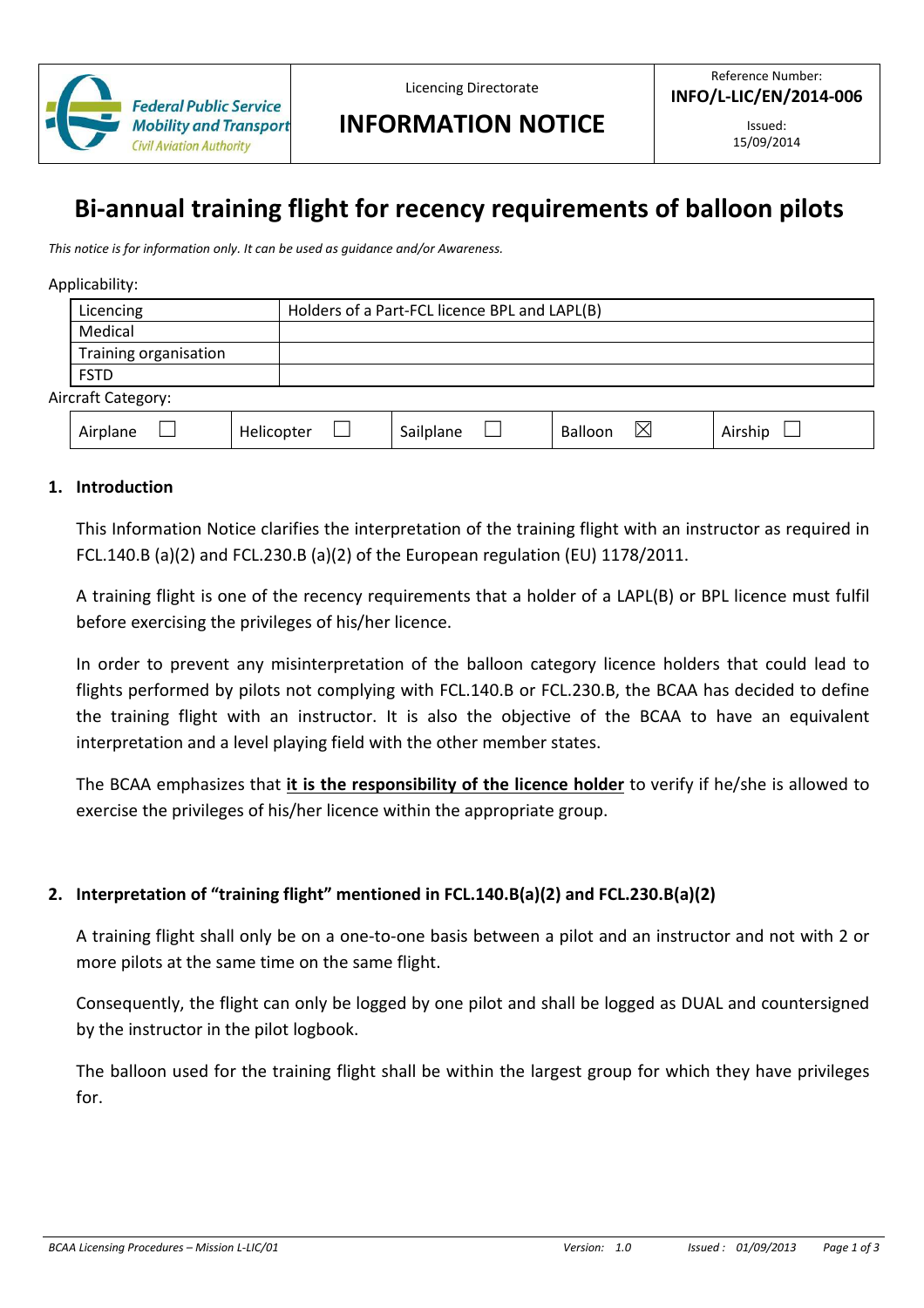| Federal Public Service Mobility and Transport Civil Aviation Authority | Licencing Directorate **INFORMATION NOTICE** | Reference Number: **INFO/L-LIC/EN/2014-006** Issued: 15/09/2014 |
|---|---|---|

# Bi-annual training flight for recency requirements of balloon pilots

*This notice is for information only. It can be used as guidance and/or Awareness.*

Applicability:

| | |
|---|---|
| Licencing | Holders of a Part-FCL licence BPL and LAPL(B) |
| Medical | |
| Training organisation | |
| FSTD | |

Aircraft Category:

| Airplane ☐ | Helicopter ☐ | Sailplane ☐ | Balloon ☒ | Airship ☐ |
|---|---|---|---|---|

## 1. Introduction

This Information Notice clarifies the interpretation of the training flight with an instructor as required in FCL.140.B (a)(2) and FCL.230.B (a)(2) of the European regulation (EU) 1178/2011.

A training flight is one of the recency requirements that a holder of a LAPL(B) or BPL licence must fulfil before exercising the privileges of his/her licence.

In order to prevent any misinterpretation of the balloon category licence holders that could lead to flights performed by pilots not complying with FCL.140.B or FCL.230.B, the BCAA has decided to define the training flight with an instructor. It is also the objective of the BCAA to have an equivalent interpretation and a level playing field with the other member states.

The BCAA emphasizes that **it is the responsibility of the licence holder** to verify if he/she is allowed to exercise the privileges of his/her licence within the appropriate group.

## 2. Interpretation of "training flight" mentioned in FCL.140.B(a)(2) and FCL.230.B(a)(2)

A training flight shall only be on a one-to-one basis between a pilot and an instructor and not with 2 or more pilots at the same time on the same flight.

Consequently, the flight can only be logged by one pilot and shall be logged as DUAL and countersigned by the instructor in the pilot logbook.

The balloon used for the training flight shall be within the largest group for which they have privileges for.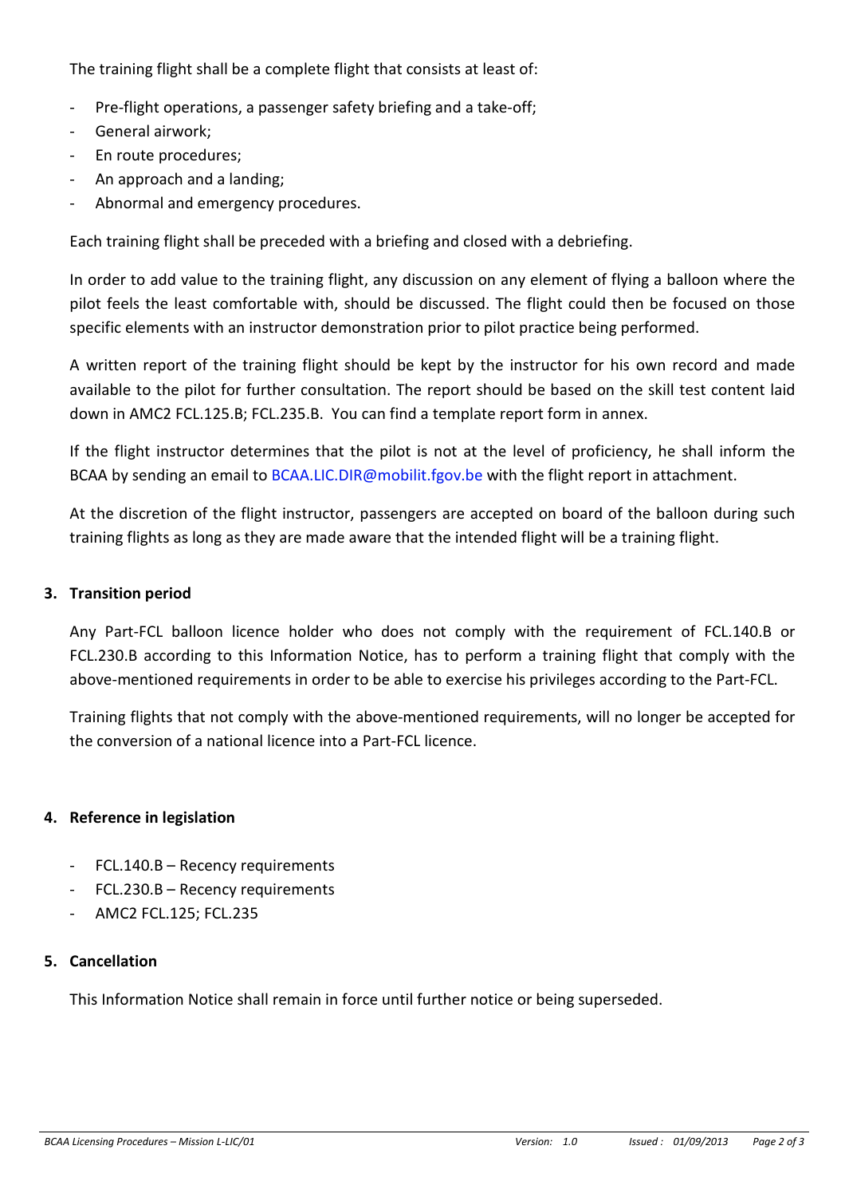The training flight shall be a complete flight that consists at least of:

- Pre-flight operations, a passenger safety briefing and a take-off;
- General airwork;
- En route procedures;
- An approach and a landing;
- Abnormal and emergency procedures.

Each training flight shall be preceded with a briefing and closed with a debriefing.

In order to add value to the training flight, any discussion on any element of flying a balloon where the pilot feels the least comfortable with, should be discussed. The flight could then be focused on those specific elements with an instructor demonstration prior to pilot practice being performed.

A written report of the training flight should be kept by the instructor for his own record and made available to the pilot for further consultation. The report should be based on the skill test content laid down in AMC2 FCL.125.B; FCL.235.B. You can find a template report form in annex.

If the flight instructor determines that the pilot is not at the level of proficiency, he shall inform the BCAA by sending an email to BCAA.LIC.DIR@mobilit.fgov.be with the flight report in attachment.

At the discretion of the flight instructor, passengers are accepted on board of the balloon during such training flights as long as they are made aware that the intended flight will be a training flight.

## 3. Transition period

Any Part-FCL balloon licence holder who does not comply with the requirement of FCL.140.B or FCL.230.B according to this Information Notice, has to perform a training flight that comply with the above-mentioned requirements in order to be able to exercise his privileges according to the Part-FCL.

Training flights that not comply with the above-mentioned requirements, will no longer be accepted for the conversion of a national licence into a Part-FCL licence.

## 4. Reference in legislation

- FCL.140.B – Recency requirements
- FCL.230.B – Recency requirements
- AMC2 FCL.125; FCL.235

## 5. Cancellation

This Information Notice shall remain in force until further notice or being superseded.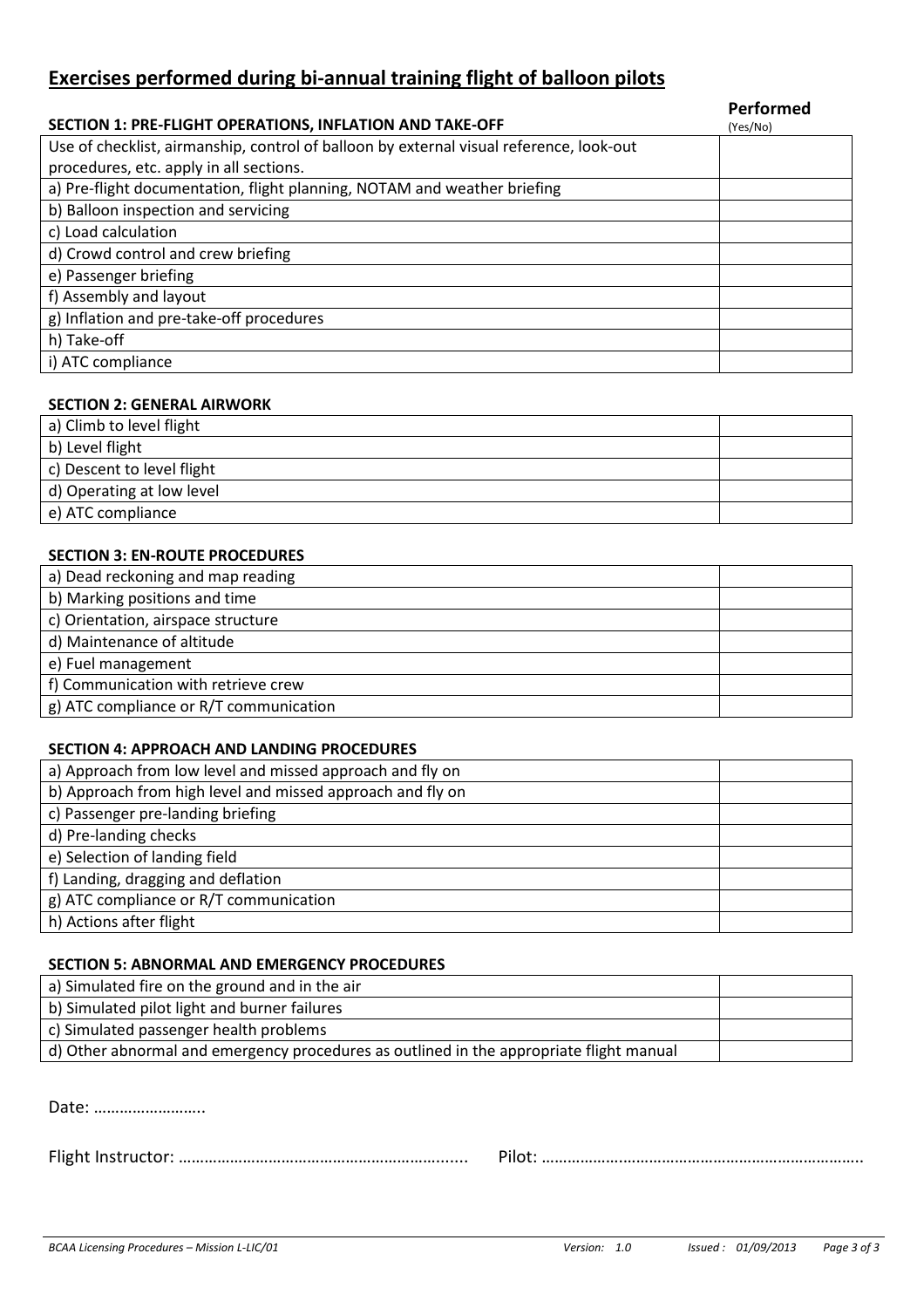## Exercises performed during bi-annual training flight of balloon pilots

| SECTION 1: PRE-FLIGHT OPERATIONS, INFLATION AND TAKE-OFF | Performed (Yes/No) |
| --- | --- |
| Use of checklist, airmanship, control of balloon by external visual reference, look-out procedures, etc. apply in all sections. | |
| a) Pre-flight documentation, flight planning, NOTAM and weather briefing | |
| b) Balloon inspection and servicing | |
| c) Load calculation | |
| d) Crowd control and crew briefing | |
| e) Passenger briefing | |
| f) Assembly and layout | |
| g) Inflation and pre-take-off procedures | |
| h) Take-off | |
| i) ATC compliance | |

**SECTION 2: GENERAL AIRWORK**

| | |
| --- | --- |
| a) Climb to level flight | |
| b) Level flight | |
| c) Descent to level flight | |
| d) Operating at low level | |
| e) ATC compliance | |

**SECTION 3: EN-ROUTE PROCEDURES**

| | |
| --- | --- |
| a) Dead reckoning and map reading | |
| b) Marking positions and time | |
| c) Orientation, airspace structure | |
| d) Maintenance of altitude | |
| e) Fuel management | |
| f) Communication with retrieve crew | |
| g) ATC compliance or R/T communication | |

**SECTION 4: APPROACH AND LANDING PROCEDURES**

| | |
| --- | --- |
| a) Approach from low level and missed approach and fly on | |
| b) Approach from high level and missed approach and fly on | |
| c) Passenger pre-landing briefing | |
| d) Pre-landing checks | |
| e) Selection of landing field | |
| f) Landing, dragging and deflation | |
| g) ATC compliance or R/T communication | |
| h) Actions after flight | |

**SECTION 5: ABNORMAL AND EMERGENCY PROCEDURES**

| | |
| --- | --- |
| a) Simulated fire on the ground and in the air | |
| b) Simulated pilot light and burner failures | |
| c) Simulated passenger health problems | |
| d) Other abnormal and emergency procedures as outlined in the appropriate flight manual | |

Date: ……………………..

Flight Instructor: …………………………………………………….......  Pilot: ………………………………………………………………..